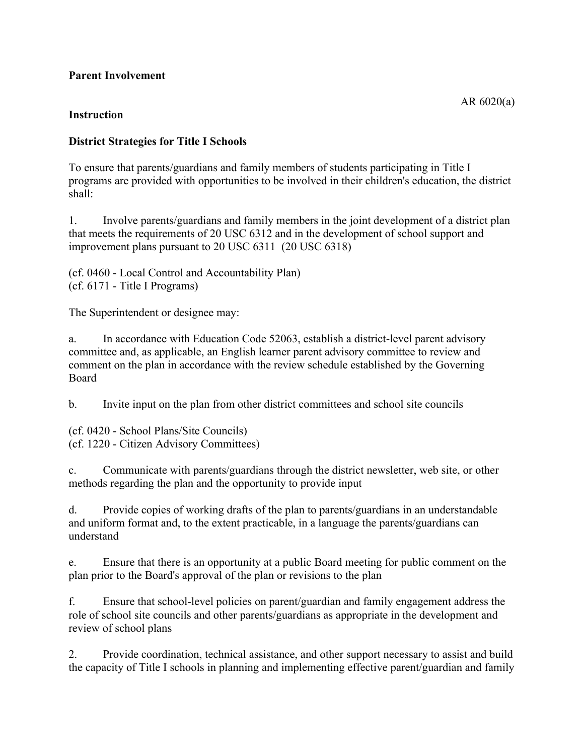**Parent Involvement**

AR 6020(a)

**Instruction**

**District Strategies for Title I Schools**

To ensure that parents/guardians and family members of students participating in Title I programs are provided with opportunities to be involved in their children's education, the district shall:

1. Involve parents/guardians and family members in the joint development of a district plan that meets the requirements of 20 USC 6312 and in the development of school support and improvement plans pursuant to 20 USC 6311 (20 USC 6318)

(cf. 0460 - Local Control and Accountability Plan)
(cf. 6171 - Title I Programs)

The Superintendent or designee may:

a. In accordance with Education Code 52063, establish a district-level parent advisory committee and, as applicable, an English learner parent advisory committee to review and comment on the plan in accordance with the review schedule established by the Governing Board

b. Invite input on the plan from other district committees and school site councils

(cf. 0420 - School Plans/Site Councils)
(cf. 1220 - Citizen Advisory Committees)

c. Communicate with parents/guardians through the district newsletter, web site, or other methods regarding the plan and the opportunity to provide input

d. Provide copies of working drafts of the plan to parents/guardians in an understandable and uniform format and, to the extent practicable, in a language the parents/guardians can understand

e. Ensure that there is an opportunity at a public Board meeting for public comment on the plan prior to the Board's approval of the plan or revisions to the plan

f. Ensure that school-level policies on parent/guardian and family engagement address the role of school site councils and other parents/guardians as appropriate in the development and review of school plans

2. Provide coordination, technical assistance, and other support necessary to assist and build the capacity of Title I schools in planning and implementing effective parent/guardian and family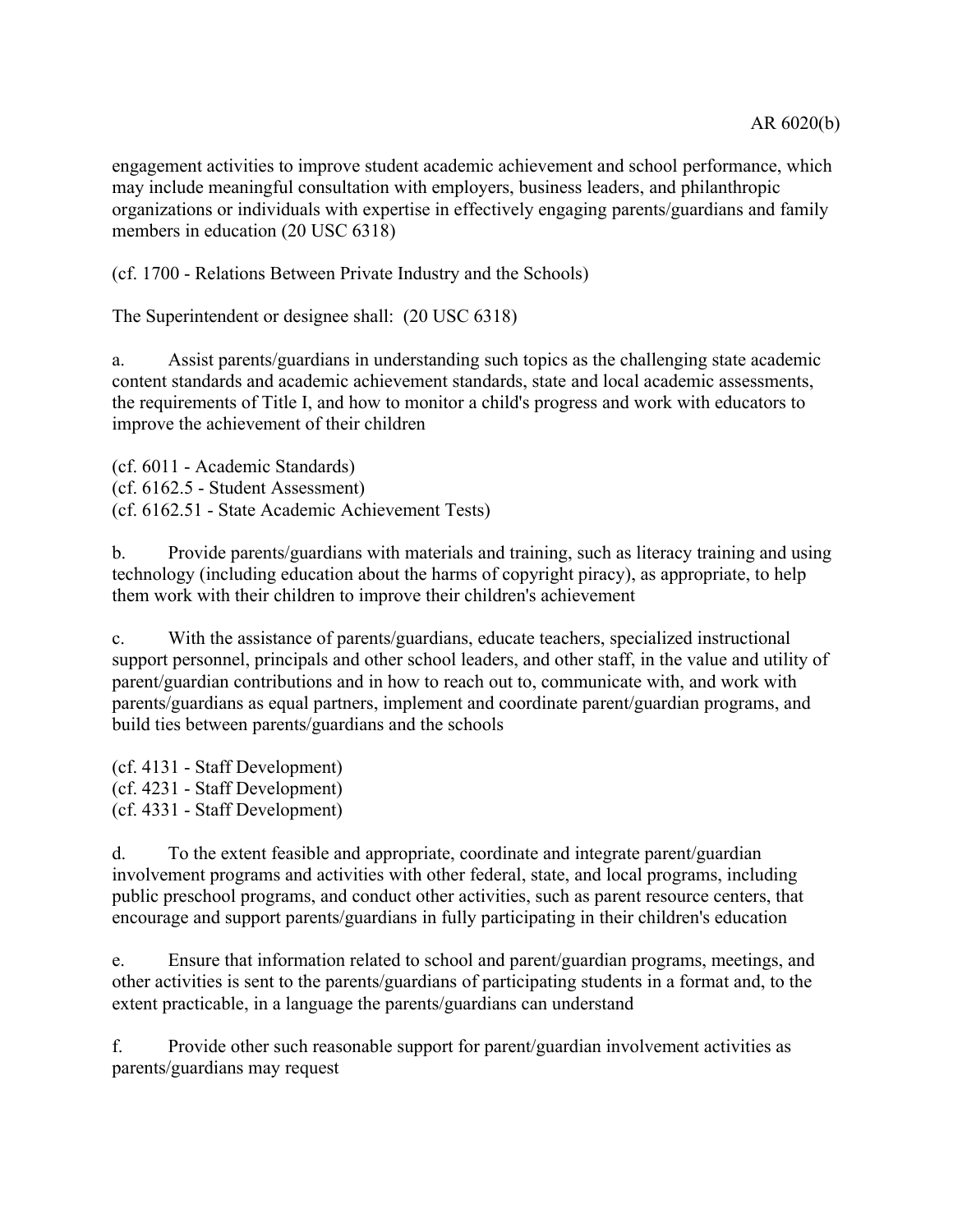engagement activities to improve student academic achievement and school performance, which may include meaningful consultation with employers, business leaders, and philanthropic organizations or individuals with expertise in effectively engaging parents/guardians and family members in education (20 USC 6318)

(cf. 1700 - Relations Between Private Industry and the Schools)

The Superintendent or designee shall: (20 USC 6318)

a. Assist parents/guardians in understanding such topics as the challenging state academic content standards and academic achievement standards, state and local academic assessments, the requirements of Title I, and how to monitor a child's progress and work with educators to improve the achievement of their children

(cf. 6011 - Academic Standards)
(cf. 6162.5 - Student Assessment)
(cf. 6162.51 - State Academic Achievement Tests)

b. Provide parents/guardians with materials and training, such as literacy training and using technology (including education about the harms of copyright piracy), as appropriate, to help them work with their children to improve their children's achievement

c. With the assistance of parents/guardians, educate teachers, specialized instructional support personnel, principals and other school leaders, and other staff, in the value and utility of parent/guardian contributions and in how to reach out to, communicate with, and work with parents/guardians as equal partners, implement and coordinate parent/guardian programs, and build ties between parents/guardians and the schools

(cf. 4131 - Staff Development)
(cf. 4231 - Staff Development)
(cf. 4331 - Staff Development)

d. To the extent feasible and appropriate, coordinate and integrate parent/guardian involvement programs and activities with other federal, state, and local programs, including public preschool programs, and conduct other activities, such as parent resource centers, that encourage and support parents/guardians in fully participating in their children's education

e. Ensure that information related to school and parent/guardian programs, meetings, and other activities is sent to the parents/guardians of participating students in a format and, to the extent practicable, in a language the parents/guardians can understand

f. Provide other such reasonable support for parent/guardian involvement activities as parents/guardians may request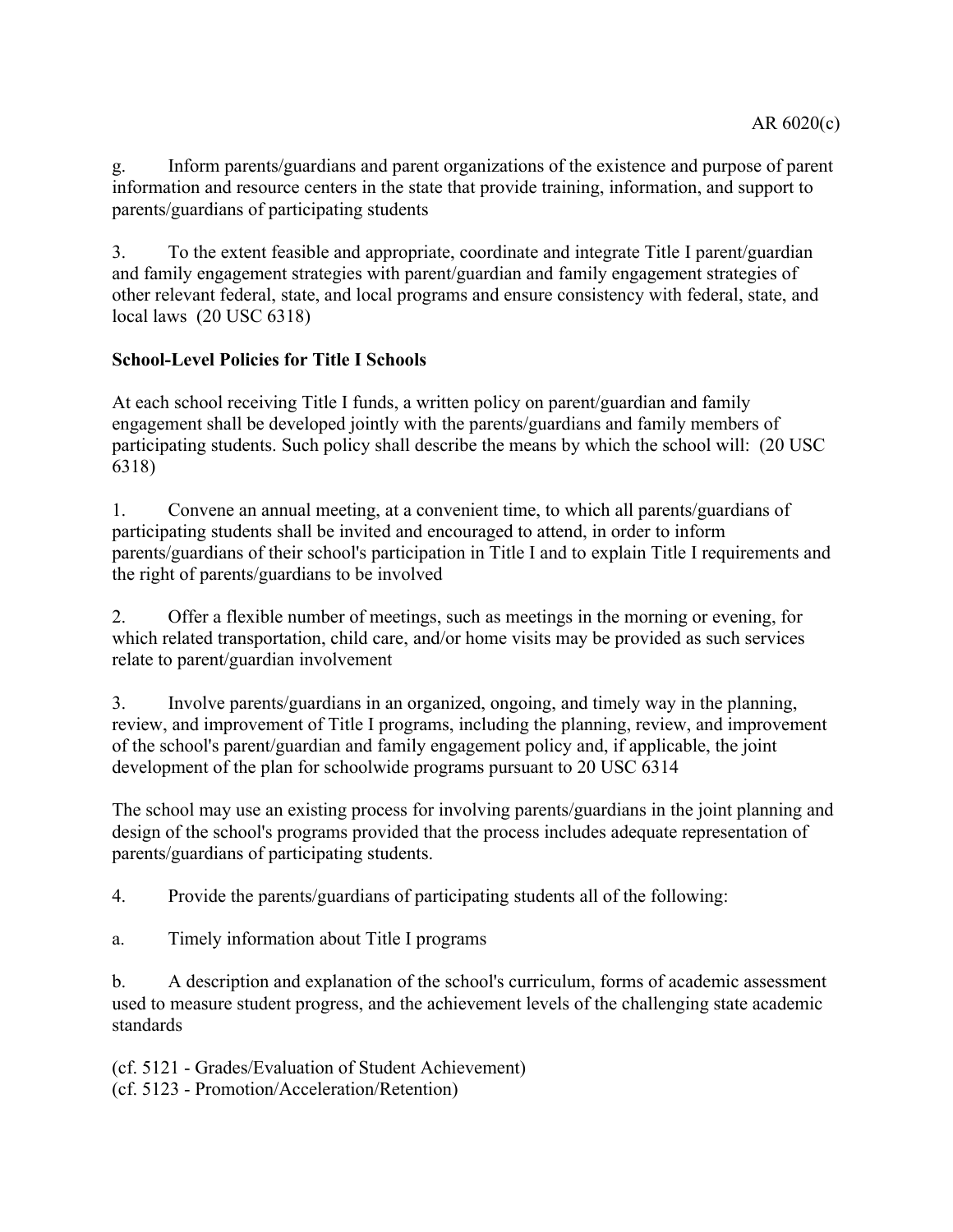g. Inform parents/guardians and parent organizations of the existence and purpose of parent information and resource centers in the state that provide training, information, and support to parents/guardians of participating students

3. To the extent feasible and appropriate, coordinate and integrate Title I parent/guardian and family engagement strategies with parent/guardian and family engagement strategies of other relevant federal, state, and local programs and ensure consistency with federal, state, and local laws (20 USC 6318)

**School-Level Policies for Title I Schools**

At each school receiving Title I funds, a written policy on parent/guardian and family engagement shall be developed jointly with the parents/guardians and family members of participating students. Such policy shall describe the means by which the school will: (20 USC 6318)

1. Convene an annual meeting, at a convenient time, to which all parents/guardians of participating students shall be invited and encouraged to attend, in order to inform parents/guardians of their school's participation in Title I and to explain Title I requirements and the right of parents/guardians to be involved

2. Offer a flexible number of meetings, such as meetings in the morning or evening, for which related transportation, child care, and/or home visits may be provided as such services relate to parent/guardian involvement

3. Involve parents/guardians in an organized, ongoing, and timely way in the planning, review, and improvement of Title I programs, including the planning, review, and improvement of the school's parent/guardian and family engagement policy and, if applicable, the joint development of the plan for schoolwide programs pursuant to 20 USC 6314

The school may use an existing process for involving parents/guardians in the joint planning and design of the school's programs provided that the process includes adequate representation of parents/guardians of participating students.

4. Provide the parents/guardians of participating students all of the following:

a. Timely information about Title I programs

b. A description and explanation of the school's curriculum, forms of academic assessment used to measure student progress, and the achievement levels of the challenging state academic standards

(cf. 5121 - Grades/Evaluation of Student Achievement)
(cf. 5123 - Promotion/Acceleration/Retention)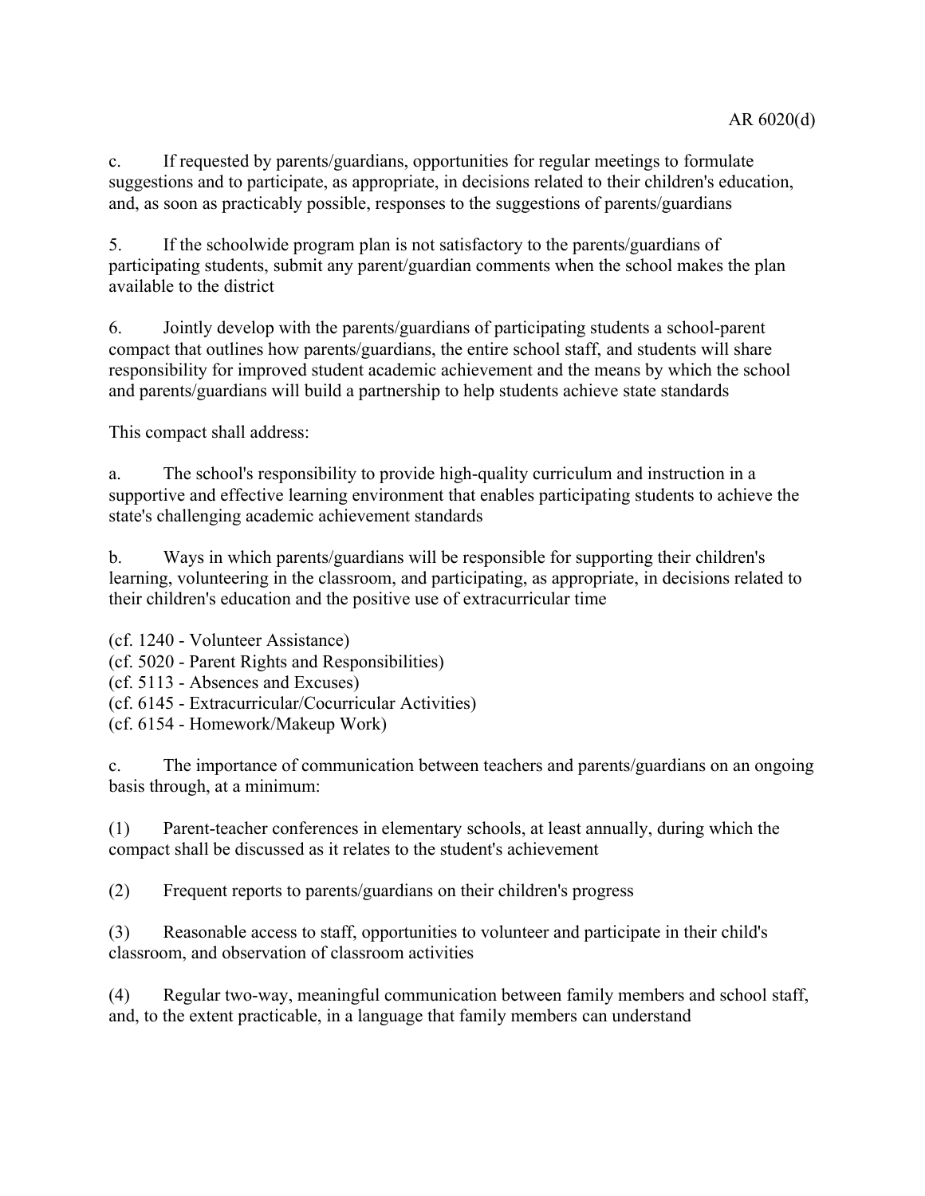c. If requested by parents/guardians, opportunities for regular meetings to formulate suggestions and to participate, as appropriate, in decisions related to their children's education, and, as soon as practicably possible, responses to the suggestions of parents/guardians

5. If the schoolwide program plan is not satisfactory to the parents/guardians of participating students, submit any parent/guardian comments when the school makes the plan available to the district

6. Jointly develop with the parents/guardians of participating students a school-parent compact that outlines how parents/guardians, the entire school staff, and students will share responsibility for improved student academic achievement and the means by which the school and parents/guardians will build a partnership to help students achieve state standards

This compact shall address:

a. The school's responsibility to provide high-quality curriculum and instruction in a supportive and effective learning environment that enables participating students to achieve the state's challenging academic achievement standards

b. Ways in which parents/guardians will be responsible for supporting their children's learning, volunteering in the classroom, and participating, as appropriate, in decisions related to their children's education and the positive use of extracurricular time

(cf. 1240 - Volunteer Assistance)
(cf. 5020 - Parent Rights and Responsibilities)
(cf. 5113 - Absences and Excuses)
(cf. 6145 - Extracurricular/Cocurricular Activities)
(cf. 6154 - Homework/Makeup Work)

c. The importance of communication between teachers and parents/guardians on an ongoing basis through, at a minimum:

(1) Parent-teacher conferences in elementary schools, at least annually, during which the compact shall be discussed as it relates to the student's achievement

(2) Frequent reports to parents/guardians on their children's progress

(3) Reasonable access to staff, opportunities to volunteer and participate in their child's classroom, and observation of classroom activities

(4) Regular two-way, meaningful communication between family members and school staff, and, to the extent practicable, in a language that family members can understand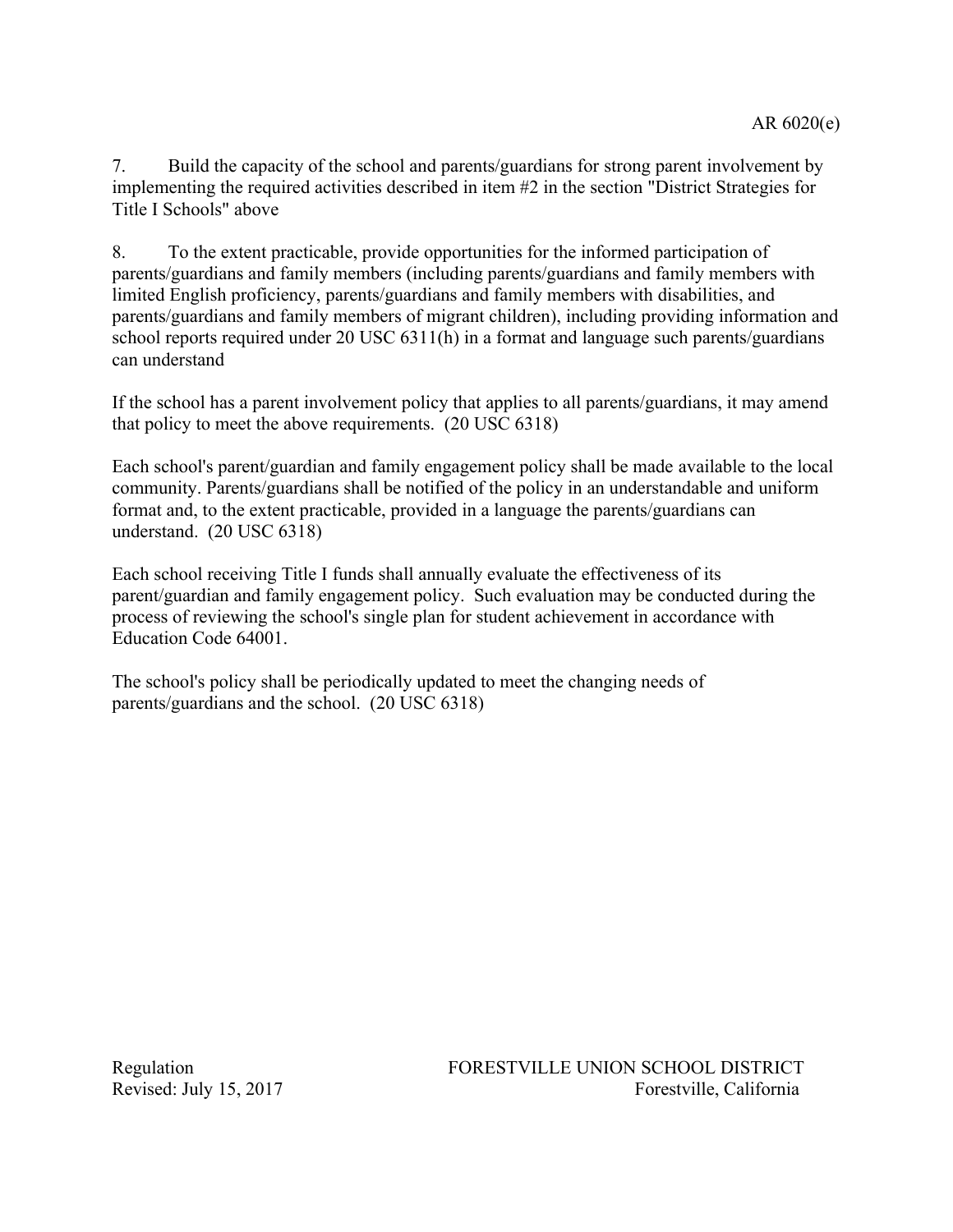7. Build the capacity of the school and parents/guardians for strong parent involvement by implementing the required activities described in item #2 in the section "District Strategies for Title I Schools" above

8. To the extent practicable, provide opportunities for the informed participation of parents/guardians and family members (including parents/guardians and family members with limited English proficiency, parents/guardians and family members with disabilities, and parents/guardians and family members of migrant children), including providing information and school reports required under 20 USC 6311(h) in a format and language such parents/guardians can understand

If the school has a parent involvement policy that applies to all parents/guardians, it may amend that policy to meet the above requirements. (20 USC 6318)

Each school's parent/guardian and family engagement policy shall be made available to the local community. Parents/guardians shall be notified of the policy in an understandable and uniform format and, to the extent practicable, provided in a language the parents/guardians can understand. (20 USC 6318)

Each school receiving Title I funds shall annually evaluate the effectiveness of its parent/guardian and family engagement policy. Such evaluation may be conducted during the process of reviewing the school's single plan for student achievement in accordance with Education Code 64001.

The school's policy shall be periodically updated to meet the changing needs of parents/guardians and the school. (20 USC 6318)

Regulation
Revised: July 15, 2017

FORESTVILLE UNION SCHOOL DISTRICT
Forestville, California